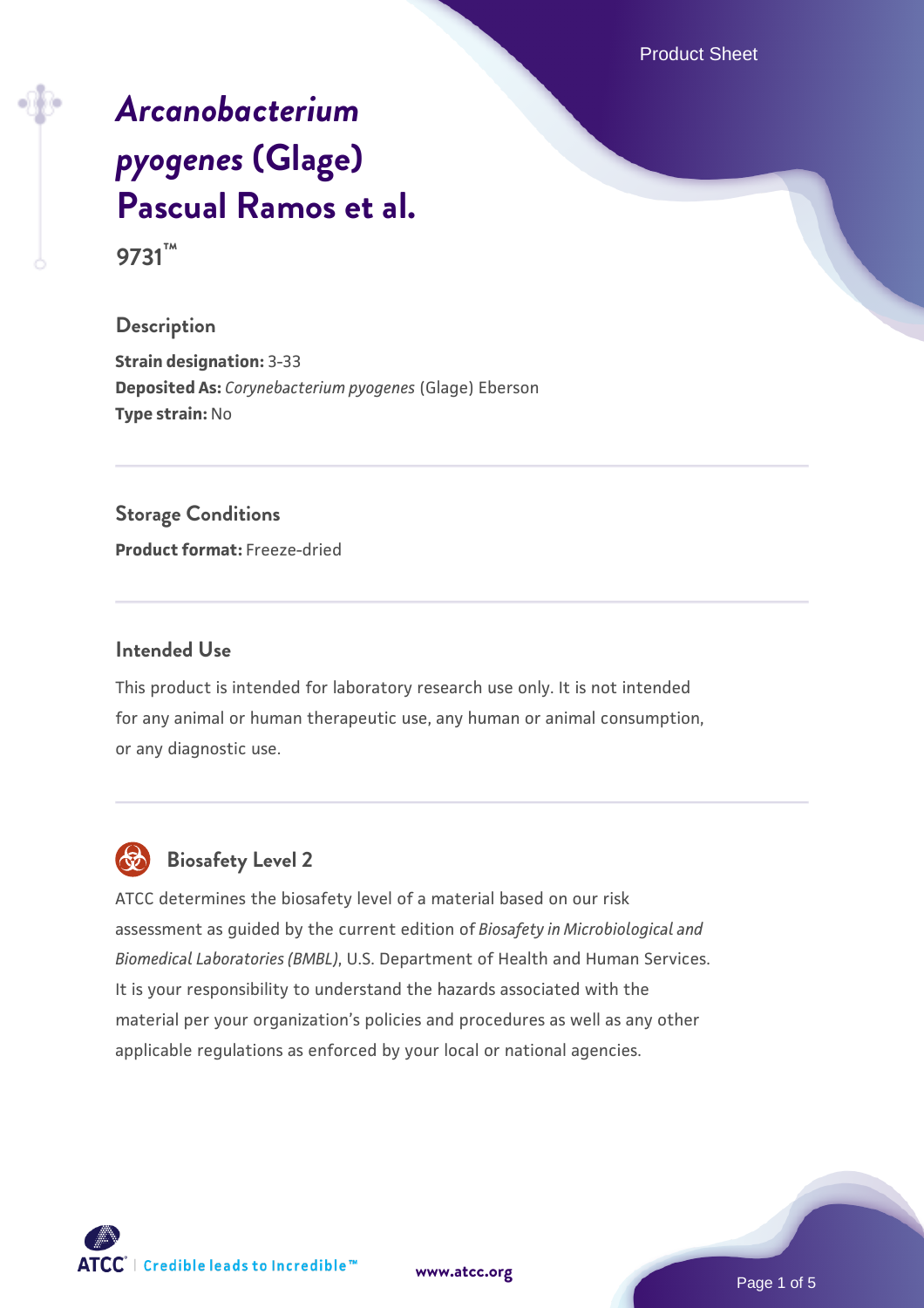# *Arcanobacterium pyogenes* (Glage) Pascual Ramos et al.

**9731™**

## Description

**Strain designation:** 3-33
**Deposited As:** *Corynebacterium pyogenes* (Glage) Eberson
**Type strain:** No

## Storage Conditions

**Product format:** Freeze-dried

## Intended Use

This product is intended for laboratory research use only. It is not intended for any animal or human therapeutic use, any human or animal consumption, or any diagnostic use.

## Biosafety Level 2

ATCC determines the biosafety level of a material based on our risk assessment as guided by the current edition of *Biosafety in Microbiological and Biomedical Laboratories (BMBL)*, U.S. Department of Health and Human Services. It is your responsibility to understand the hazards associated with the material per your organization's policies and procedures as well as any other applicable regulations as enforced by your local or national agencies.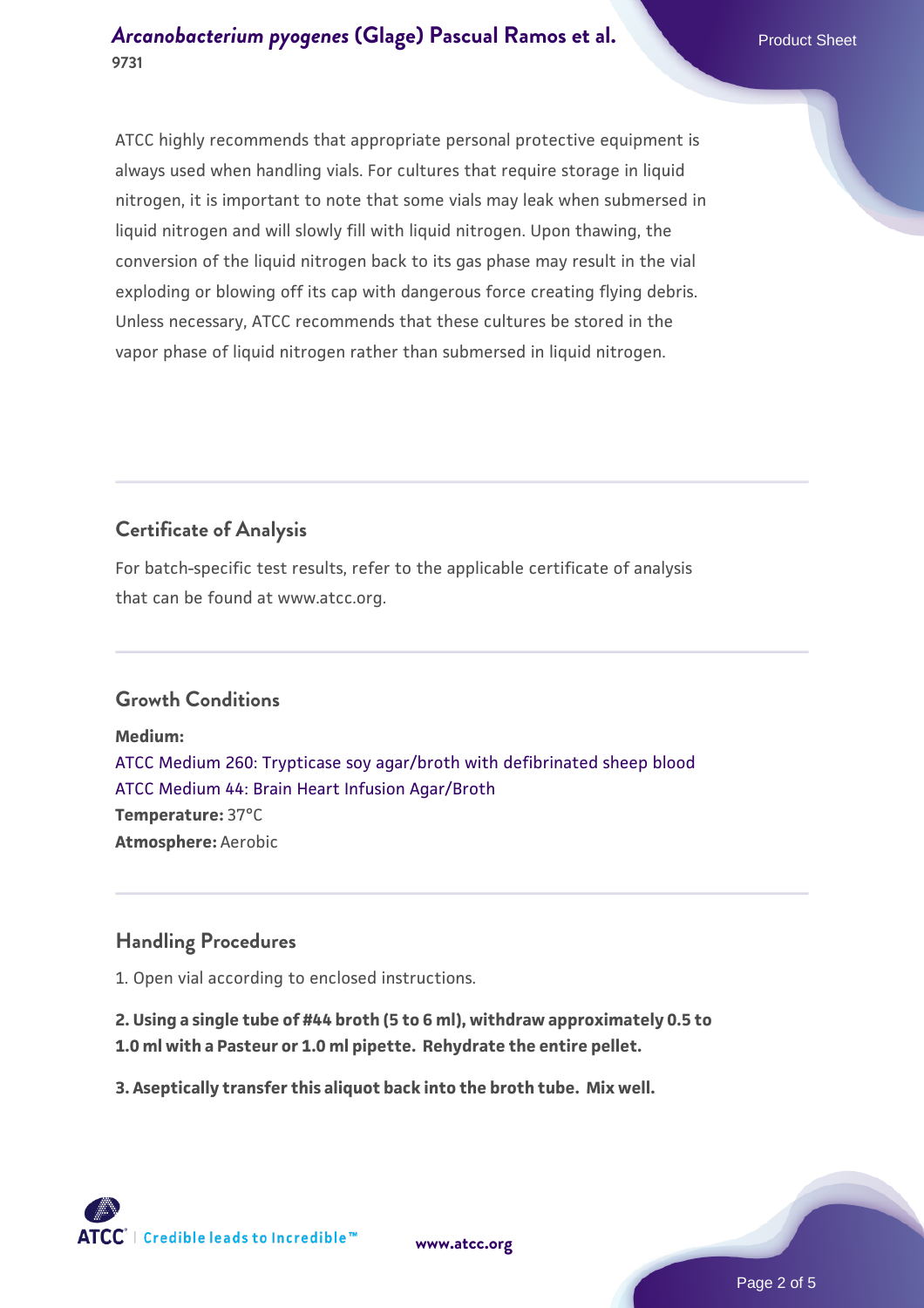ATCC highly recommends that appropriate personal protective equipment is always used when handling vials. For cultures that require storage in liquid nitrogen, it is important to note that some vials may leak when submersed in liquid nitrogen and will slowly fill with liquid nitrogen. Upon thawing, the conversion of the liquid nitrogen back to its gas phase may result in the vial exploding or blowing off its cap with dangerous force creating flying debris. Unless necessary, ATCC recommends that these cultures be stored in the vapor phase of liquid nitrogen rather than submersed in liquid nitrogen.

## Certificate of Analysis

For batch-specific test results, refer to the applicable certificate of analysis that can be found at www.atcc.org.

## Growth Conditions

**Medium:**
ATCC Medium 260: Trypticase soy agar/broth with defibrinated sheep blood
ATCC Medium 44: Brain Heart Infusion Agar/Broth
**Temperature:** 37°C
**Atmosphere:** Aerobic

## Handling Procedures

1. Open vial according to enclosed instructions.

**2. Using a single tube of #44 broth (5 to 6 ml), withdraw approximately 0.5 to 1.0 ml with a Pasteur or 1.0 ml pipette. Rehydrate the entire pellet.**

**3. Aseptically transfer this aliquot back into the broth tube. Mix well.**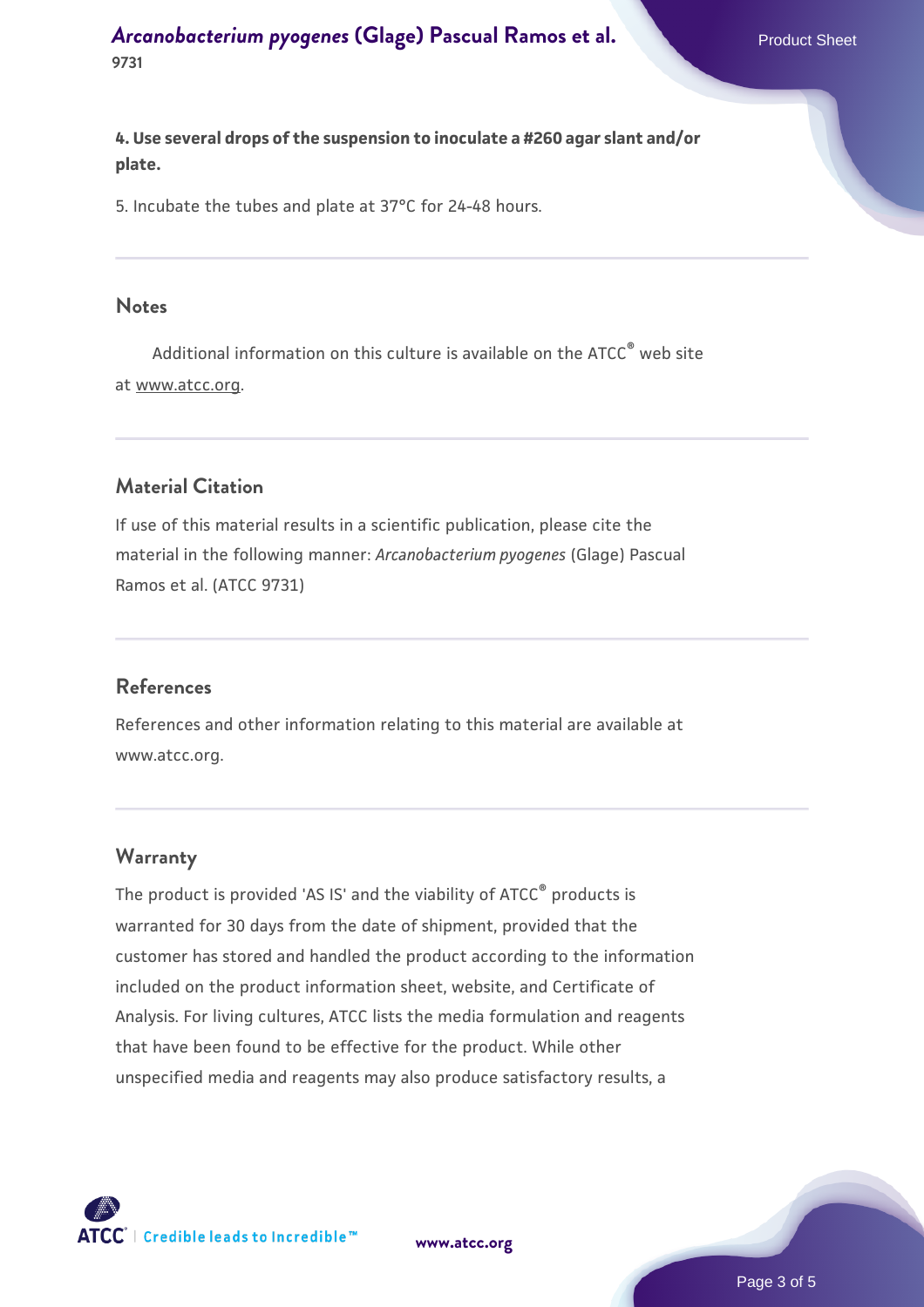**4. Use several drops of the suspension to inoculate a #260 agar slant and/or plate.**

5. Incubate the tubes and plate at 37°C for 24-48 hours.

## Notes

Additional information on this culture is available on the ATCC® web site at www.atcc.org.

## Material Citation

If use of this material results in a scientific publication, please cite the material in the following manner: *Arcanobacterium pyogenes* (Glage) Pascual Ramos et al. (ATCC 9731)

## References

References and other information relating to this material are available at www.atcc.org.

## Warranty

The product is provided 'AS IS' and the viability of ATCC® products is warranted for 30 days from the date of shipment, provided that the customer has stored and handled the product according to the information included on the product information sheet, website, and Certificate of Analysis. For living cultures, ATCC lists the media formulation and reagents that have been found to be effective for the product. While other unspecified media and reagents may also produce satisfactory results, a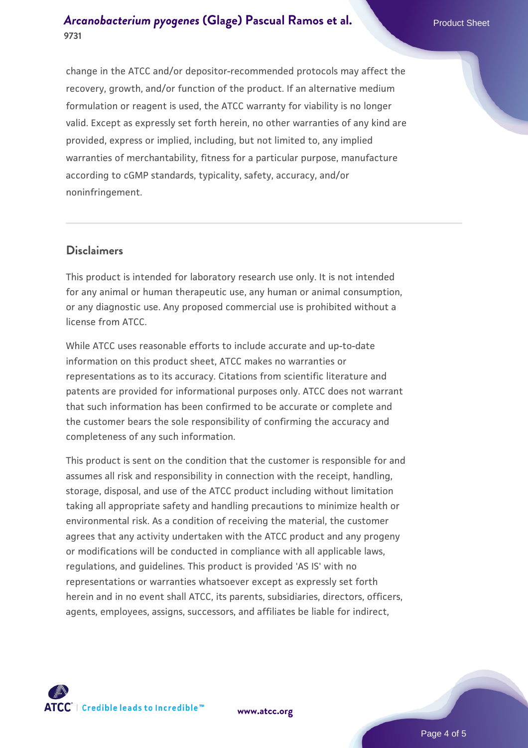change in the ATCC and/or depositor-recommended protocols may affect the recovery, growth, and/or function of the product. If an alternative medium formulation or reagent is used, the ATCC warranty for viability is no longer valid. Except as expressly set forth herein, no other warranties of any kind are provided, express or implied, including, but not limited to, any implied warranties of merchantability, fitness for a particular purpose, manufacture according to cGMP standards, typicality, safety, accuracy, and/or noninfringement.

## Disclaimers

This product is intended for laboratory research use only. It is not intended for any animal or human therapeutic use, any human or animal consumption, or any diagnostic use. Any proposed commercial use is prohibited without a license from ATCC.

While ATCC uses reasonable efforts to include accurate and up-to-date information on this product sheet, ATCC makes no warranties or representations as to its accuracy. Citations from scientific literature and patents are provided for informational purposes only. ATCC does not warrant that such information has been confirmed to be accurate or complete and the customer bears the sole responsibility of confirming the accuracy and completeness of any such information.

This product is sent on the condition that the customer is responsible for and assumes all risk and responsibility in connection with the receipt, handling, storage, disposal, and use of the ATCC product including without limitation taking all appropriate safety and handling precautions to minimize health or environmental risk. As a condition of receiving the material, the customer agrees that any activity undertaken with the ATCC product and any progeny or modifications will be conducted in compliance with all applicable laws, regulations, and guidelines. This product is provided 'AS IS' with no representations or warranties whatsoever except as expressly set forth herein and in no event shall ATCC, its parents, subsidiaries, directors, officers, agents, employees, assigns, successors, and affiliates be liable for indirect,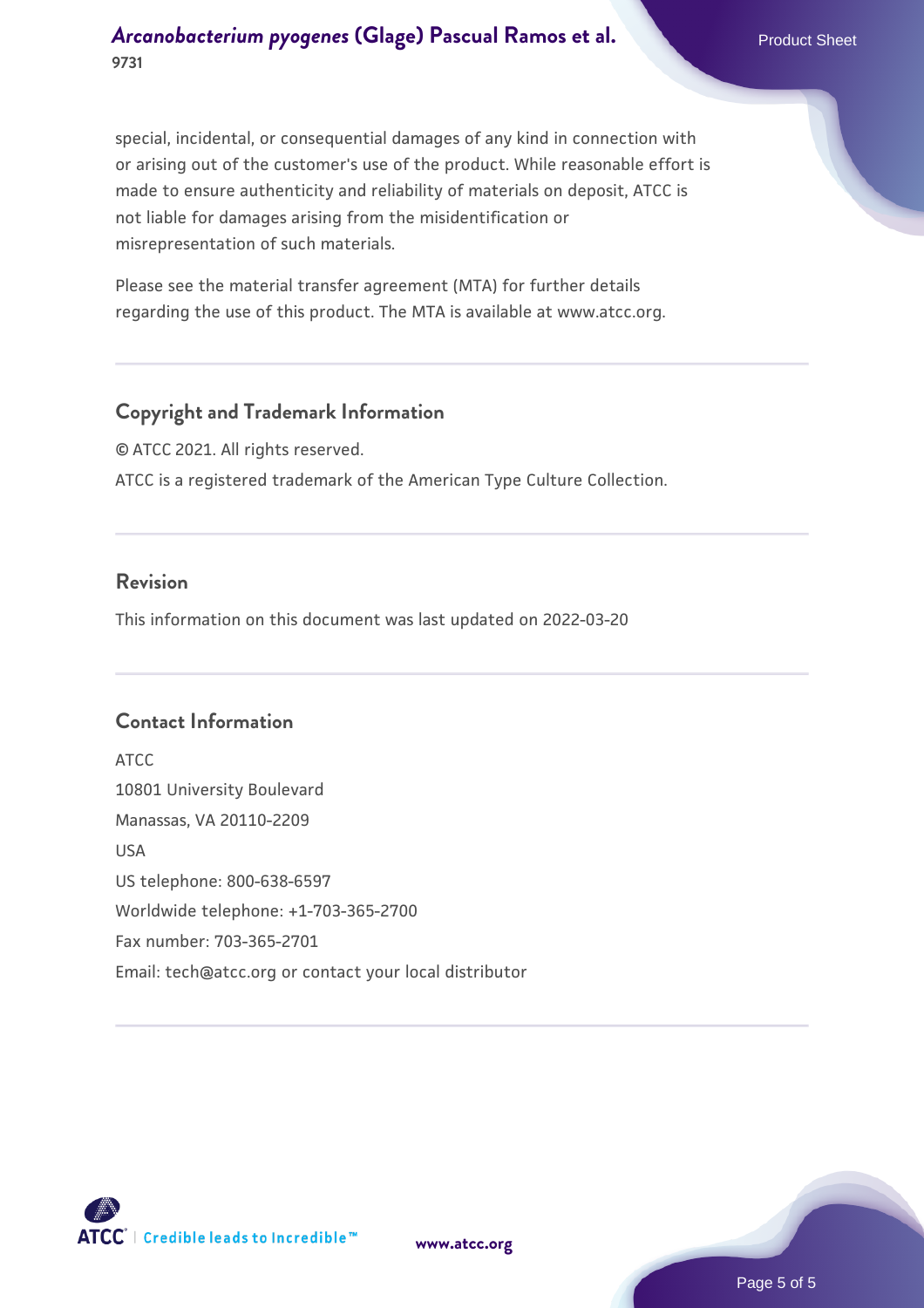special, incidental, or consequential damages of any kind in connection with or arising out of the customer's use of the product. While reasonable effort is made to ensure authenticity and reliability of materials on deposit, ATCC is not liable for damages arising from the misidentification or misrepresentation of such materials.

Please see the material transfer agreement (MTA) for further details regarding the use of this product. The MTA is available at www.atcc.org.

## Copyright and Trademark Information

© ATCC 2021. All rights reserved.

ATCC is a registered trademark of the American Type Culture Collection.

## Revision

This information on this document was last updated on 2022-03-20

## Contact Information

ATCC
10801 University Boulevard
Manassas, VA 20110-2209
USA
US telephone: 800-638-6597
Worldwide telephone: +1-703-365-2700
Fax number: 703-365-2701
Email: tech@atcc.org or contact your local distributor